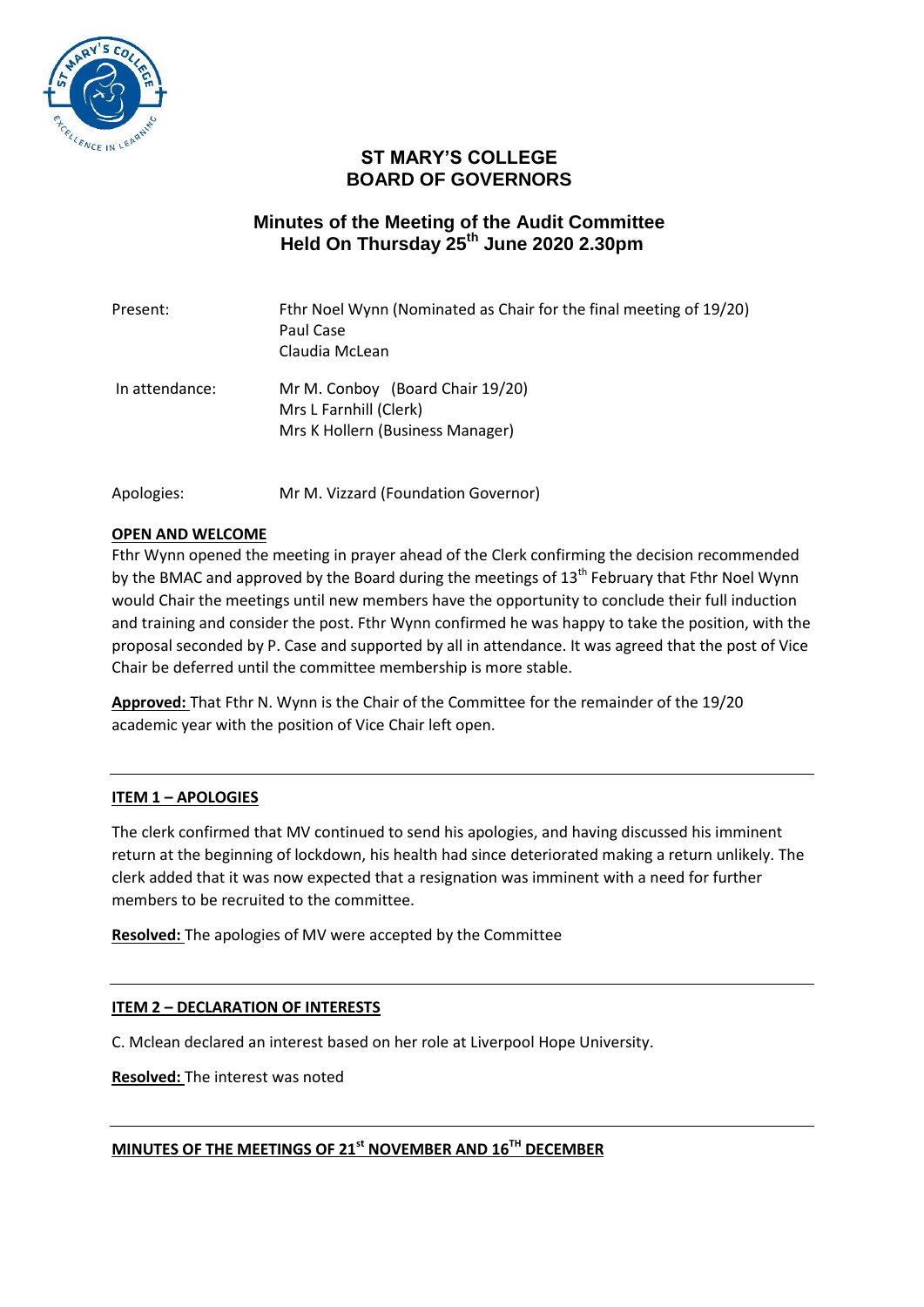# ST MARY'S COLLEGE
# BOARD OF GOVERNORS

## Minutes of the Meeting of the Audit Committee Held On Thursday 25th June 2020 2.30pm

| | |
|---|---|
| Present: | Fthr Noel Wynn (Nominated as Chair for the final meeting of 19/20)<br>Paul Case<br>Claudia McLean |
| In attendance: | Mr M. Conboy (Board Chair 19/20)<br>Mrs L Farnhill (Clerk)<br>Mrs K Hollern (Business Manager) |
| Apologies: | Mr M. Vizzard (Foundation Governor) |

**OPEN AND WELCOME**

Fthr Wynn opened the meeting in prayer ahead of the Clerk confirming the decision recommended by the BMAC and approved by the Board during the meetings of 13th February that Fthr Noel Wynn would Chair the meetings until new members have the opportunity to conclude their full induction and training and consider the post. Fthr Wynn confirmed he was happy to take the position, with the proposal seconded by P. Case and supported by all in attendance. It was agreed that the post of Vice Chair be deferred until the committee membership is more stable.

**Approved:** That Fthr N. Wynn is the Chair of the Committee for the remainder of the 19/20 academic year with the position of Vice Chair left open.

---

**ITEM 1 – APOLOGIES**

The clerk confirmed that MV continued to send his apologies, and having discussed his imminent return at the beginning of lockdown, his health had since deteriorated making a return unlikely. The clerk added that it was now expected that a resignation was imminent with a need for further members to be recruited to the committee.

**Resolved:** The apologies of MV were accepted by the Committee

---

**ITEM 2 – DECLARATION OF INTERESTS**

C. Mclean declared an interest based on her role at Liverpool Hope University.

**Resolved:** The interest was noted

---

**MINUTES OF THE MEETINGS OF 21st NOVEMBER AND 16TH DECEMBER**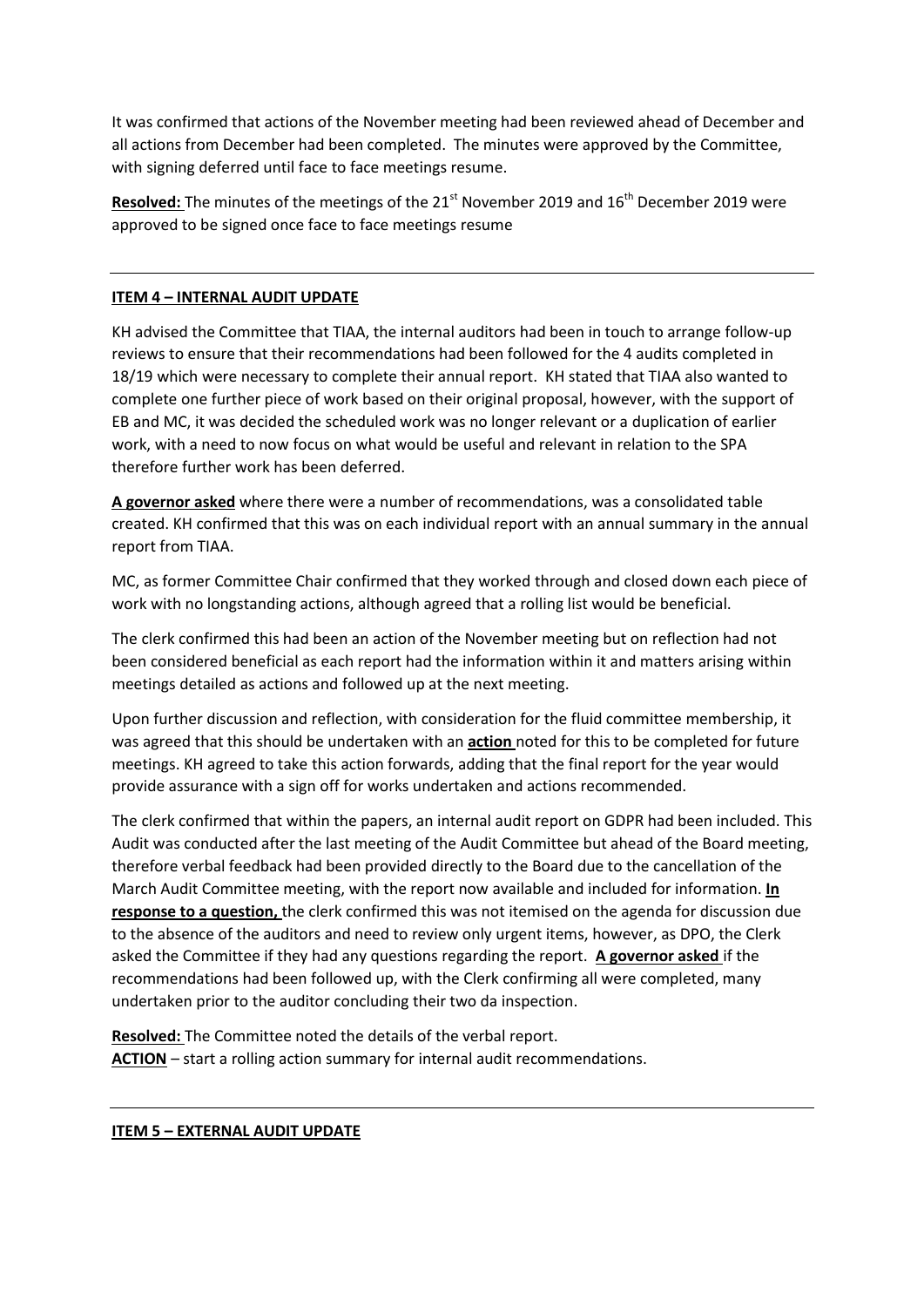It was confirmed that actions of the November meeting had been reviewed ahead of December and all actions from December had been completed. The minutes were approved by the Committee, with signing deferred until face to face meetings resume.

**Resolved:** The minutes of the meetings of the 21st November 2019 and 16th December 2019 were approved to be signed once face to face meetings resume

---

**ITEM 4 – INTERNAL AUDIT UPDATE**

KH advised the Committee that TIAA, the internal auditors had been in touch to arrange follow-up reviews to ensure that their recommendations had been followed for the 4 audits completed in 18/19 which were necessary to complete their annual report. KH stated that TIAA also wanted to complete one further piece of work based on their original proposal, however, with the support of EB and MC, it was decided the scheduled work was no longer relevant or a duplication of earlier work, with a need to now focus on what would be useful and relevant in relation to the SPA therefore further work has been deferred.

**A governor asked** where there were a number of recommendations, was a consolidated table created. KH confirmed that this was on each individual report with an annual summary in the annual report from TIAA.

MC, as former Committee Chair confirmed that they worked through and closed down each piece of work with no longstanding actions, although agreed that a rolling list would be beneficial.

The clerk confirmed this had been an action of the November meeting but on reflection had not been considered beneficial as each report had the information within it and matters arising within meetings detailed as actions and followed up at the next meeting.

Upon further discussion and reflection, with consideration for the fluid committee membership, it was agreed that this should be undertaken with an **action** noted for this to be completed for future meetings. KH agreed to take this action forwards, adding that the final report for the year would provide assurance with a sign off for works undertaken and actions recommended.

The clerk confirmed that within the papers, an internal audit report on GDPR had been included. This Audit was conducted after the last meeting of the Audit Committee but ahead of the Board meeting, therefore verbal feedback had been provided directly to the Board due to the cancellation of the March Audit Committee meeting, with the report now available and included for information. **In response to a question,** the clerk confirmed this was not itemised on the agenda for discussion due to the absence of the auditors and need to review only urgent items, however, as DPO, the Clerk asked the Committee if they had any questions regarding the report. **A governor asked** if the recommendations had been followed up, with the Clerk confirming all were completed, many undertaken prior to the auditor concluding their two da inspection.

**Resolved:** The Committee noted the details of the verbal report.
**ACTION** – start a rolling action summary for internal audit recommendations.

---

**ITEM 5 – EXTERNAL AUDIT UPDATE**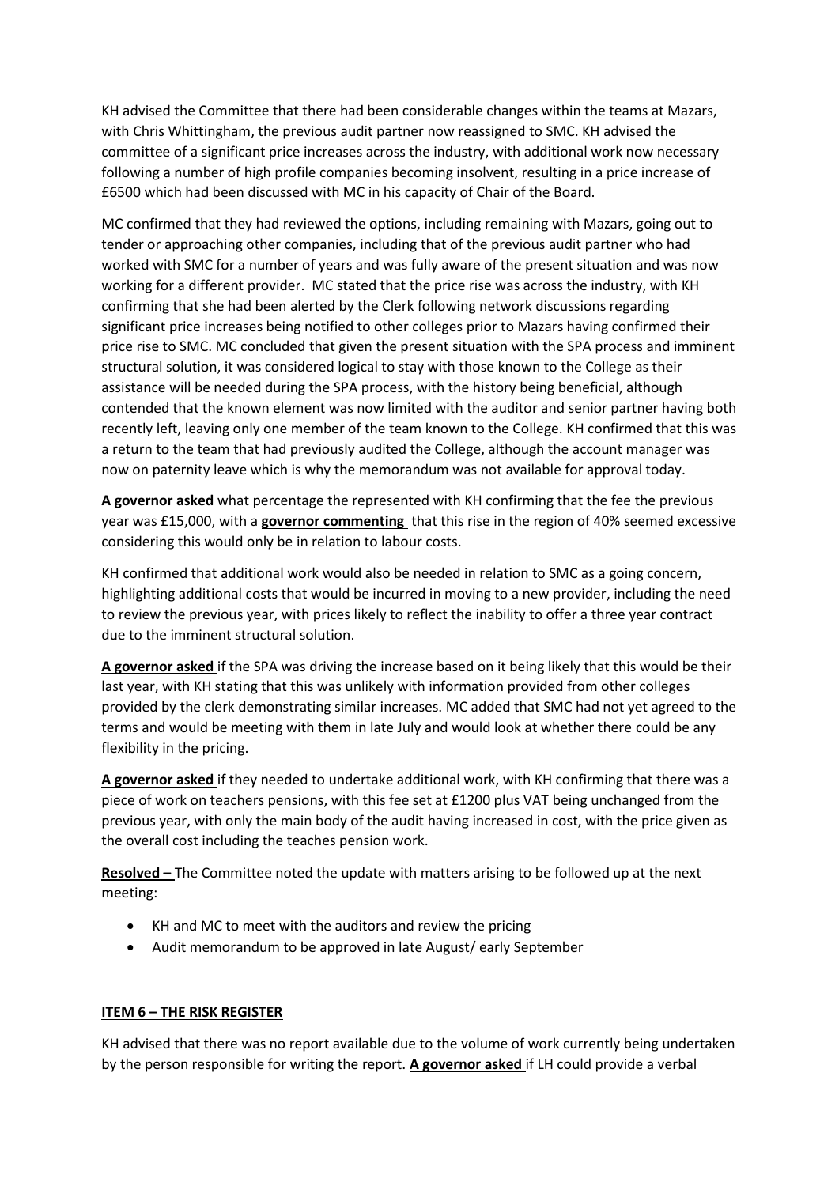KH advised the Committee that there had been considerable changes within the teams at Mazars, with Chris Whittingham, the previous audit partner now reassigned to SMC. KH advised the committee of a significant price increases across the industry, with additional work now necessary following a number of high profile companies becoming insolvent, resulting in a price increase of £6500 which had been discussed with MC in his capacity of Chair of the Board.

MC confirmed that they had reviewed the options, including remaining with Mazars, going out to tender or approaching other companies, including that of the previous audit partner who had worked with SMC for a number of years and was fully aware of the present situation and was now working for a different provider. MC stated that the price rise was across the industry, with KH confirming that she had been alerted by the Clerk following network discussions regarding significant price increases being notified to other colleges prior to Mazars having confirmed their price rise to SMC. MC concluded that given the present situation with the SPA process and imminent structural solution, it was considered logical to stay with those known to the College as their assistance will be needed during the SPA process, with the history being beneficial, although contended that the known element was now limited with the auditor and senior partner having both recently left, leaving only one member of the team known to the College. KH confirmed that this was a return to the team that had previously audited the College, although the account manager was now on paternity leave which is why the memorandum was not available for approval today.

**<u>A governor asked</u>** what percentage the represented with KH confirming that the fee the previous year was £15,000, with a **<u>governor commenting</u>** that this rise in the region of 40% seemed excessive considering this would only be in relation to labour costs.

KH confirmed that additional work would also be needed in relation to SMC as a going concern, highlighting additional costs that would be incurred in moving to a new provider, including the need to review the previous year, with prices likely to reflect the inability to offer a three year contract due to the imminent structural solution.

**<u>A governor asked</u>** if the SPA was driving the increase based on it being likely that this would be their last year, with KH stating that this was unlikely with information provided from other colleges provided by the clerk demonstrating similar increases. MC added that SMC had not yet agreed to the terms and would be meeting with them in late July and would look at whether there could be any flexibility in the pricing.

**<u>A governor asked</u>** if they needed to undertake additional work, with KH confirming that there was a piece of work on teachers pensions, with this fee set at £1200 plus VAT being unchanged from the previous year, with only the main body of the audit having increased in cost, with the price given as the overall cost including the teaches pension work.

**<u>Resolved –</u>** The Committee noted the update with matters arising to be followed up at the next meeting:

- KH and MC to meet with the auditors and review the pricing
- Audit memorandum to be approved in late August/ early September

---

**<u>ITEM 6 – THE RISK REGISTER</u>**

KH advised that there was no report available due to the volume of work currently being undertaken by the person responsible for writing the report. **<u>A governor asked</u>** if LH could provide a verbal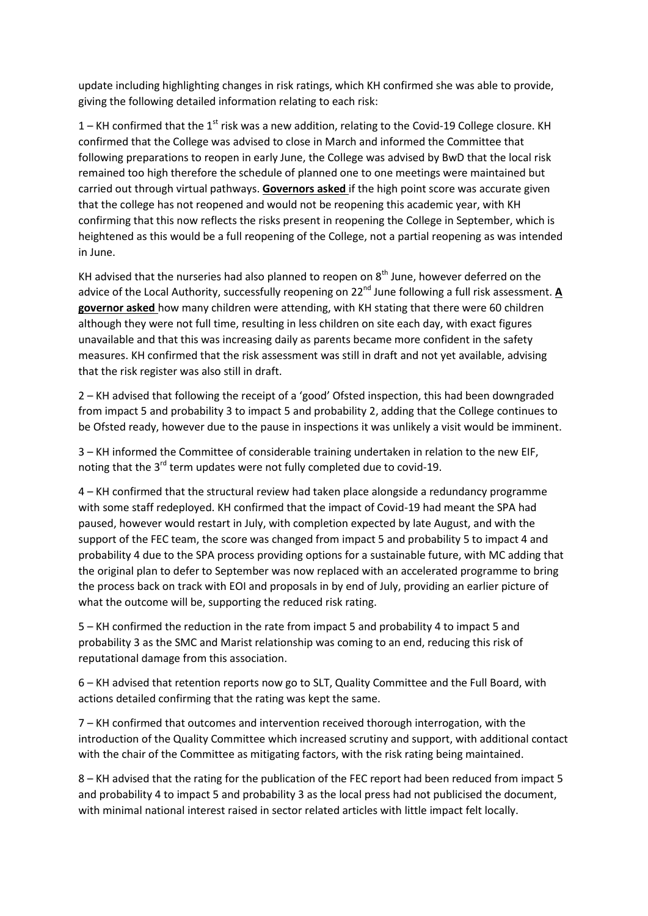update including highlighting changes in risk ratings, which KH confirmed she was able to provide, giving the following detailed information relating to each risk:

1 – KH confirmed that the 1st risk was a new addition, relating to the Covid-19 College closure. KH confirmed that the College was advised to close in March and informed the Committee that following preparations to reopen in early June, the College was advised by BwD that the local risk remained too high therefore the schedule of planned one to one meetings were maintained but carried out through virtual pathways. **Governors asked** if the high point score was accurate given that the college has not reopened and would not be reopening this academic year, with KH confirming that this now reflects the risks present in reopening the College in September, which is heightened as this would be a full reopening of the College, not a partial reopening as was intended in June.

KH advised that the nurseries had also planned to reopen on 8th June, however deferred on the advice of the Local Authority, successfully reopening on 22nd June following a full risk assessment. **A governor asked** how many children were attending, with KH stating that there were 60 children although they were not full time, resulting in less children on site each day, with exact figures unavailable and that this was increasing daily as parents became more confident in the safety measures. KH confirmed that the risk assessment was still in draft and not yet available, advising that the risk register was also still in draft.

2 – KH advised that following the receipt of a 'good' Ofsted inspection, this had been downgraded from impact 5 and probability 3 to impact 5 and probability 2, adding that the College continues to be Ofsted ready, however due to the pause in inspections it was unlikely a visit would be imminent.

3 – KH informed the Committee of considerable training undertaken in relation to the new EIF, noting that the 3rd term updates were not fully completed due to covid-19.

4 – KH confirmed that the structural review had taken place alongside a redundancy programme with some staff redeployed. KH confirmed that the impact of Covid-19 had meant the SPA had paused, however would restart in July, with completion expected by late August, and with the support of the FEC team, the score was changed from impact 5 and probability 5 to impact 4 and probability 4 due to the SPA process providing options for a sustainable future, with MC adding that the original plan to defer to September was now replaced with an accelerated programme to bring the process back on track with EOI and proposals in by end of July, providing an earlier picture of what the outcome will be, supporting the reduced risk rating.

5 – KH confirmed the reduction in the rate from impact 5 and probability 4 to impact 5 and probability 3 as the SMC and Marist relationship was coming to an end, reducing this risk of reputational damage from this association.

6 – KH advised that retention reports now go to SLT, Quality Committee and the Full Board, with actions detailed confirming that the rating was kept the same.

7 – KH confirmed that outcomes and intervention received thorough interrogation, with the introduction of the Quality Committee which increased scrutiny and support, with additional contact with the chair of the Committee as mitigating factors, with the risk rating being maintained.

8 – KH advised that the rating for the publication of the FEC report had been reduced from impact 5 and probability 4 to impact 5 and probability 3 as the local press had not publicised the document, with minimal national interest raised in sector related articles with little impact felt locally.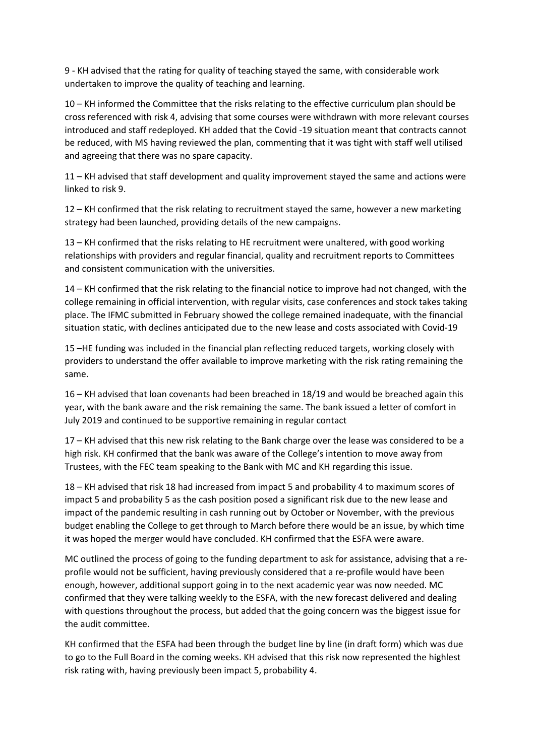9 - KH advised that the rating for quality of teaching stayed the same, with considerable work undertaken to improve the quality of teaching and learning.

10 – KH informed the Committee that the risks relating to the effective curriculum plan should be cross referenced with risk 4, advising that some courses were withdrawn with more relevant courses introduced and staff redeployed. KH added that the Covid -19 situation meant that contracts cannot be reduced, with MS having reviewed the plan, commenting that it was tight with staff well utilised and agreeing that there was no spare capacity.

11 – KH advised that staff development and quality improvement stayed the same and actions were linked to risk 9.

12 – KH confirmed that the risk relating to recruitment stayed the same, however a new marketing strategy had been launched, providing details of the new campaigns.

13 – KH confirmed that the risks relating to HE recruitment were unaltered, with good working relationships with providers and regular financial, quality and recruitment reports to Committees and consistent communication with the universities.

14 – KH confirmed that the risk relating to the financial notice to improve had not changed, with the college remaining in official intervention, with regular visits, case conferences and stock takes taking place. The IFMC submitted in February showed the college remained inadequate, with the financial situation static, with declines anticipated due to the new lease and costs associated with Covid-19

15 –HE funding was included in the financial plan reflecting reduced targets, working closely with providers to understand the offer available to improve marketing with the risk rating remaining the same.

16 – KH advised that loan covenants had been breached in 18/19 and would be breached again this year, with the bank aware and the risk remaining the same. The bank issued a letter of comfort in July 2019 and continued to be supportive remaining in regular contact

17 – KH advised that this new risk relating to the Bank charge over the lease was considered to be a high risk. KH confirmed that the bank was aware of the College's intention to move away from Trustees, with the FEC team speaking to the Bank with MC and KH regarding this issue.

18 – KH advised that risk 18 had increased from impact 5 and probability 4 to maximum scores of impact 5 and probability 5 as the cash position posed a significant risk due to the new lease and impact of the pandemic resulting in cash running out by October or November, with the previous budget enabling the College to get through to March before there would be an issue, by which time it was hoped the merger would have concluded. KH confirmed that the ESFA were aware.

MC outlined the process of going to the funding department to ask for assistance, advising that a re-profile would not be sufficient, having previously considered that a re-profile would have been enough, however, additional support going in to the next academic year was now needed. MC confirmed that they were talking weekly to the ESFA, with the new forecast delivered and dealing with questions throughout the process, but added that the going concern was the biggest issue for the audit committee.

KH confirmed that the ESFA had been through the budget line by line (in draft form) which was due to go to the Full Board in the coming weeks. KH advised that this risk now represented the highlest risk rating with, having previously been impact 5, probability 4.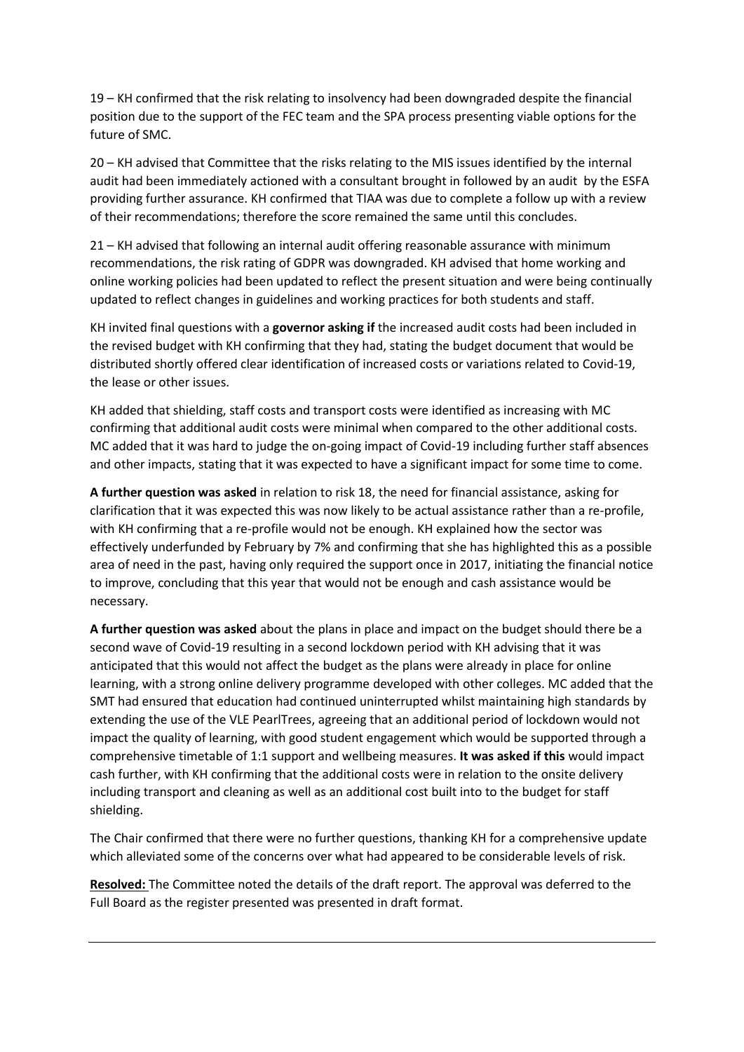19 – KH confirmed that the risk relating to insolvency had been downgraded despite the financial position due to the support of the FEC team and the SPA process presenting viable options for the future of SMC.

20 – KH advised that Committee that the risks relating to the MIS issues identified by the internal audit had been immediately actioned with a consultant brought in followed by an audit by the ESFA providing further assurance. KH confirmed that TIAA was due to complete a follow up with a review of their recommendations; therefore the score remained the same until this concludes.

21 – KH advised that following an internal audit offering reasonable assurance with minimum recommendations, the risk rating of GDPR was downgraded. KH advised that home working and online working policies had been updated to reflect the present situation and were being continually updated to reflect changes in guidelines and working practices for both students and staff.

KH invited final questions with a **governor asking if** the increased audit costs had been included in the revised budget with KH confirming that they had, stating the budget document that would be distributed shortly offered clear identification of increased costs or variations related to Covid-19, the lease or other issues.

KH added that shielding, staff costs and transport costs were identified as increasing with MC confirming that additional audit costs were minimal when compared to the other additional costs. MC added that it was hard to judge the on-going impact of Covid-19 including further staff absences and other impacts, stating that it was expected to have a significant impact for some time to come.

**A further question was asked** in relation to risk 18, the need for financial assistance, asking for clarification that it was expected this was now likely to be actual assistance rather than a re-profile, with KH confirming that a re-profile would not be enough. KH explained how the sector was effectively underfunded by February by 7% and confirming that she has highlighted this as a possible area of need in the past, having only required the support once in 2017, initiating the financial notice to improve, concluding that this year that would not be enough and cash assistance would be necessary.

**A further question was asked** about the plans in place and impact on the budget should there be a second wave of Covid-19 resulting in a second lockdown period with KH advising that it was anticipated that this would not affect the budget as the plans were already in place for online learning, with a strong online delivery programme developed with other colleges. MC added that the SMT had ensured that education had continued uninterrupted whilst maintaining high standards by extending the use of the VLE PearlTrees, agreeing that an additional period of lockdown would not impact the quality of learning, with good student engagement which would be supported through a comprehensive timetable of 1:1 support and wellbeing measures. **It was asked if this** would impact cash further, with KH confirming that the additional costs were in relation to the onsite delivery including transport and cleaning as well as an additional cost built into to the budget for staff shielding.

The Chair confirmed that there were no further questions, thanking KH for a comprehensive update which alleviated some of the concerns over what had appeared to be considerable levels of risk.

**Resolved:** The Committee noted the details of the draft report. The approval was deferred to the Full Board as the register presented was presented in draft format.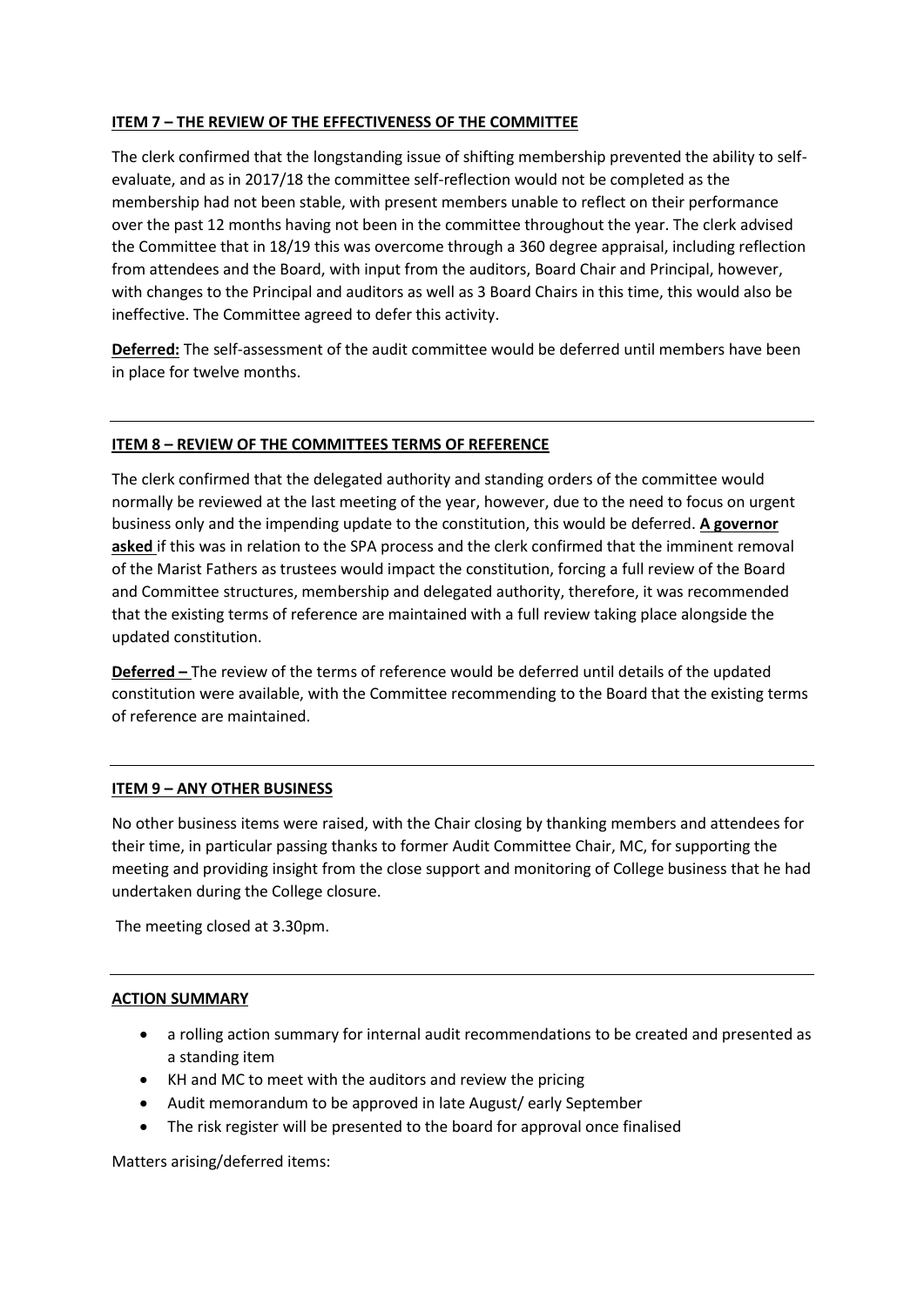**ITEM 7 – THE REVIEW OF THE EFFECTIVENESS OF THE COMMITTEE**

The clerk confirmed that the longstanding issue of shifting membership prevented the ability to self-evaluate, and as in 2017/18 the committee self-reflection would not be completed as the membership had not been stable, with present members unable to reflect on their performance over the past 12 months having not been in the committee throughout the year. The clerk advised the Committee that in 18/19 this was overcome through a 360 degree appraisal, including reflection from attendees and the Board, with input from the auditors, Board Chair and Principal, however, with changes to the Principal and auditors as well as 3 Board Chairs in this time, this would also be ineffective. The Committee agreed to defer this activity.

**Deferred:** The self-assessment of the audit committee would be deferred until members have been in place for twelve months.

---

**ITEM 8 – REVIEW OF THE COMMITTEES TERMS OF REFERENCE**

The clerk confirmed that the delegated authority and standing orders of the committee would normally be reviewed at the last meeting of the year, however, due to the need to focus on urgent business only and the impending update to the constitution, this would be deferred. **A governor asked** if this was in relation to the SPA process and the clerk confirmed that the imminent removal of the Marist Fathers as trustees would impact the constitution, forcing a full review of the Board and Committee structures, membership and delegated authority, therefore, it was recommended that the existing terms of reference are maintained with a full review taking place alongside the updated constitution.

**Deferred –** The review of the terms of reference would be deferred until details of the updated constitution were available, with the Committee recommending to the Board that the existing terms of reference are maintained.

---

**ITEM 9 – ANY OTHER BUSINESS**

No other business items were raised, with the Chair closing by thanking members and attendees for their time, in particular passing thanks to former Audit Committee Chair, MC, for supporting the meeting and providing insight from the close support and monitoring of College business that he had undertaken during the College closure.

The meeting closed at 3.30pm.

---

**ACTION SUMMARY**

- a rolling action summary for internal audit recommendations to be created and presented as a standing item
- KH and MC to meet with the auditors and review the pricing
- Audit memorandum to be approved in late August/ early September
- The risk register will be presented to the board for approval once finalised

Matters arising/deferred items: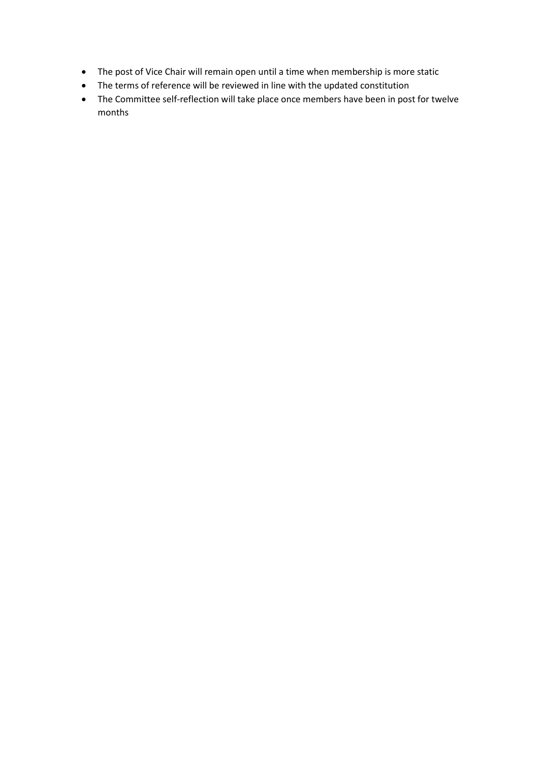- The post of Vice Chair will remain open until a time when membership is more static
- The terms of reference will be reviewed in line with the updated constitution
- The Committee self-reflection will take place once members have been in post for twelve months